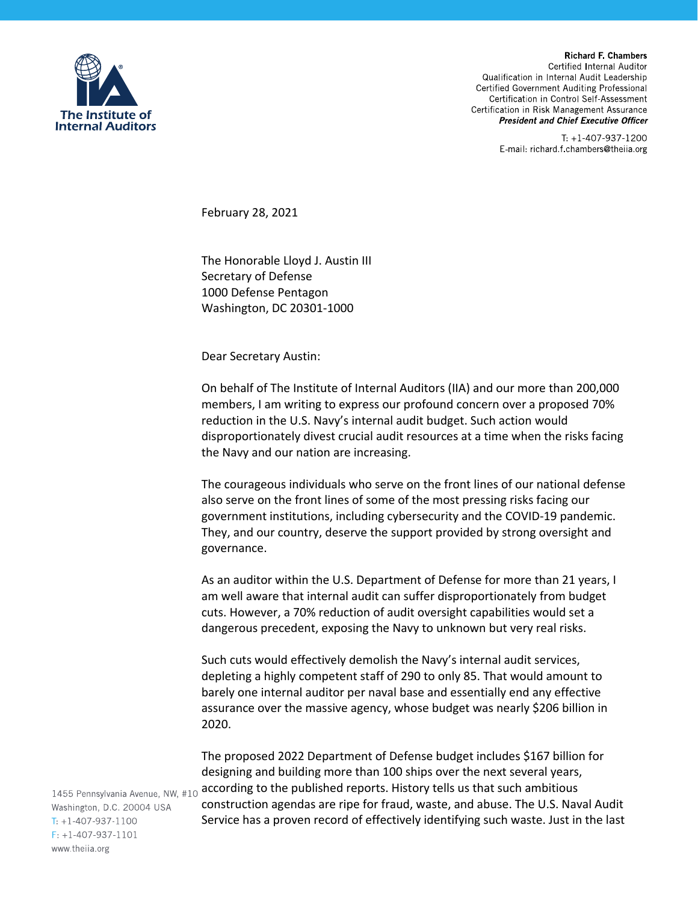The Institute of Internal Auditors

**Richard F. Chambers**
Certified Internal Auditor
Qualification in Internal Audit Leadership
Certified Government Auditing Professional
Certification in Control Self-Assessment
Certification in Risk Management Assurance
***President and Chief Executive Officer***

T: +1-407-937-1200
E-mail: richard.f.chambers@theiia.org

February 28, 2021

The Honorable Lloyd J. Austin III
Secretary of Defense
1000 Defense Pentagon
Washington, DC 20301-1000

Dear Secretary Austin:

On behalf of The Institute of Internal Auditors (IIA) and our more than 200,000 members, I am writing to express our profound concern over a proposed 70% reduction in the U.S. Navy's internal audit budget. Such action would disproportionately divest crucial audit resources at a time when the risks facing the Navy and our nation are increasing.

The courageous individuals who serve on the front lines of our national defense also serve on the front lines of some of the most pressing risks facing our government institutions, including cybersecurity and the COVID-19 pandemic. They, and our country, deserve the support provided by strong oversight and governance.

As an auditor within the U.S. Department of Defense for more than 21 years, I am well aware that internal audit can suffer disproportionately from budget cuts. However, a 70% reduction of audit oversight capabilities would set a dangerous precedent, exposing the Navy to unknown but very real risks.

Such cuts would effectively demolish the Navy's internal audit services, depleting a highly competent staff of 290 to only 85. That would amount to barely one internal auditor per naval base and essentially end any effective assurance over the massive agency, whose budget was nearly $206 billion in 2020.

The proposed 2022 Department of Defense budget includes $167 billion for designing and building more than 100 ships over the next several years, according to the published reports. History tells us that such ambitious construction agendas are ripe for fraud, waste, and abuse. The U.S. Naval Audit Service has a proven record of effectively identifying such waste. Just in the last

1455 Pennsylvania Avenue, NW, #10
Washington, D.C. 20004 USA
T: +1-407-937-1100
F: +1-407-937-1101
www.theiia.org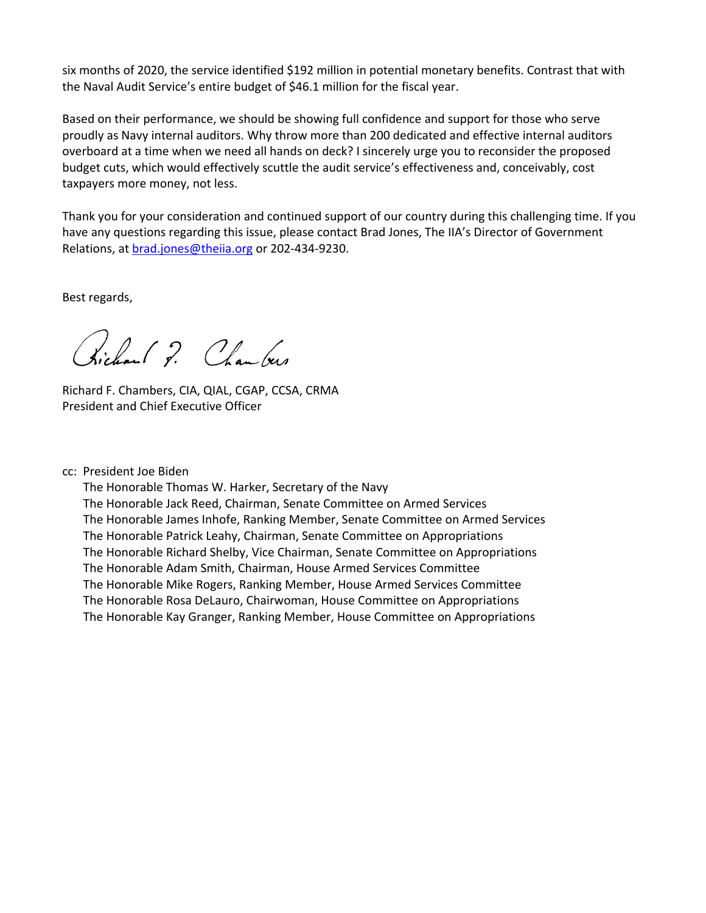six months of 2020, the service identified $192 million in potential monetary benefits. Contrast that with the Naval Audit Service's entire budget of $46.1 million for the fiscal year.

Based on their performance, we should be showing full confidence and support for those who serve proudly as Navy internal auditors. Why throw more than 200 dedicated and effective internal auditors overboard at a time when we need all hands on deck? I sincerely urge you to reconsider the proposed budget cuts, which would effectively scuttle the audit service's effectiveness and, conceivably, cost taxpayers more money, not less.

Thank you for your consideration and continued support of our country during this challenging time. If you have any questions regarding this issue, please contact Brad Jones, The IIA's Director of Government Relations, at brad.jones@theiia.org or 202-434-9230.

Best regards,

Richard F. Chambers, CIA, QIAL, CGAP, CCSA, CRMA
President and Chief Executive Officer

cc: President Joe Biden
The Honorable Thomas W. Harker, Secretary of the Navy
The Honorable Jack Reed, Chairman, Senate Committee on Armed Services
The Honorable James Inhofe, Ranking Member, Senate Committee on Armed Services
The Honorable Patrick Leahy, Chairman, Senate Committee on Appropriations
The Honorable Richard Shelby, Vice Chairman, Senate Committee on Appropriations
The Honorable Adam Smith, Chairman, House Armed Services Committee
The Honorable Mike Rogers, Ranking Member, House Armed Services Committee
The Honorable Rosa DeLauro, Chairwoman, House Committee on Appropriations
The Honorable Kay Granger, Ranking Member, House Committee on Appropriations